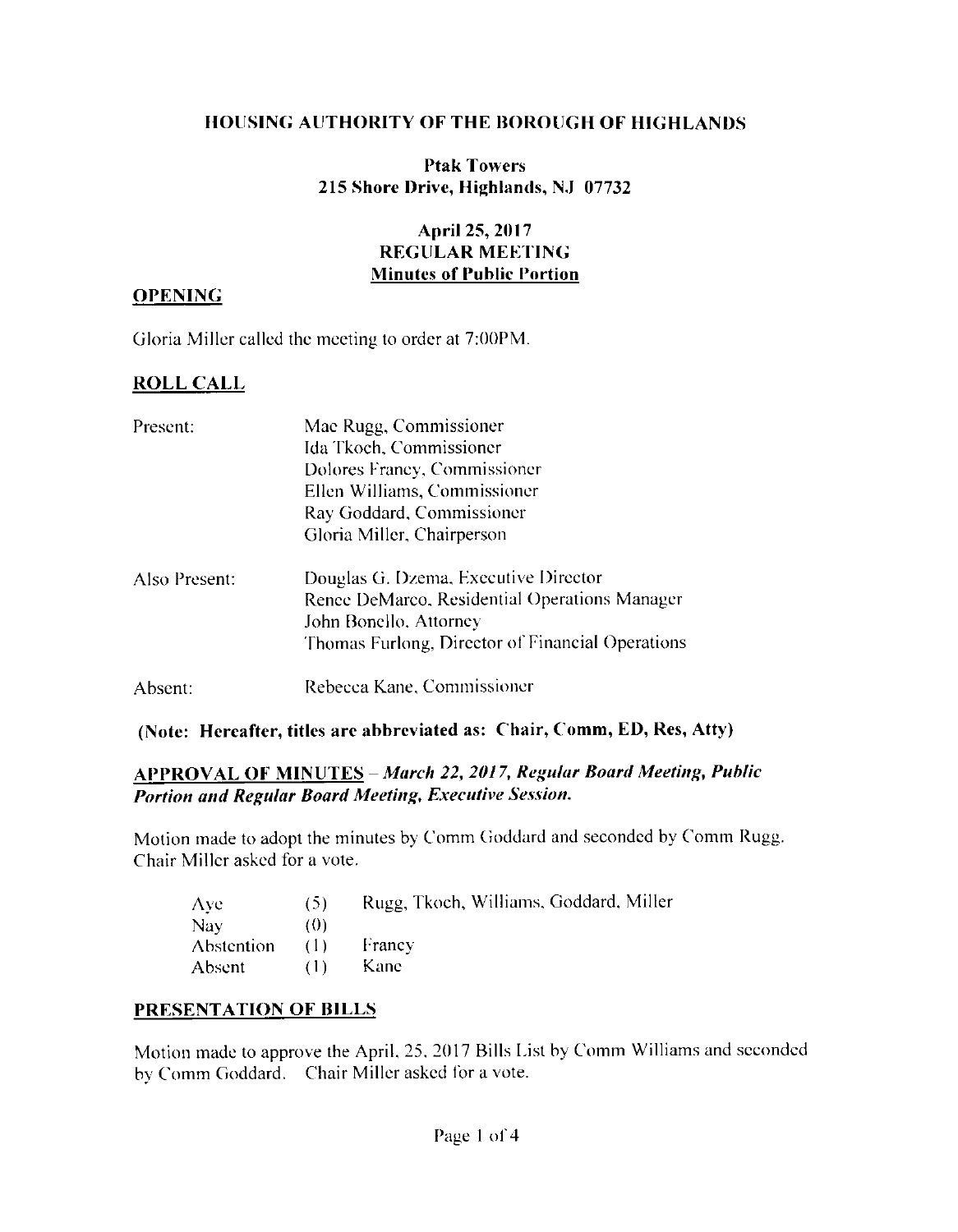# HOUSING AUTHORITY OF THE BOROUGH OF HIGHLANDS

**Ptak Towers**
**215 Shore Drive, Highlands, NJ 07732**

**April 25, 2017**
**REGULAR MEETING**
**Minutes of Public Portion**

## OPENING

Gloria Miller called the meeting to order at 7:00PM.

## ROLL CALL

| | |
|---|---|
| Present: | Mac Rugg, Commissioner |
| | Ida Tkoch, Commissioner |
| | Dolores Francy, Commissioner |
| | Ellen Williams, Commissioner |
| | Ray Goddard, Commissioner |
| | Gloria Miller, Chairperson |
| Also Present: | Douglas G. Dzema, Executive Director |
| | Renee DeMarco, Residential Operations Manager |
| | John Bonello, Attorney |
| | Thomas Furlong, Director of Financial Operations |
| Absent: | Rebecca Kane, Commissioner |

**(Note: Hereafter, titles are abbreviated as: Chair, Comm, ED, Res, Atty)**

## APPROVAL OF MINUTES – *March 22, 2017, Regular Board Meeting, Public Portion and Regular Board Meeting, Executive Session.*

Motion made to adopt the minutes by Comm Goddard and seconded by Comm Rugg. Chair Miller asked for a vote.

| | | |
|---|---|---|
| Aye | (5) | Rugg, Tkoch, Williams, Goddard, Miller |
| Nay | (0) | |
| Abstention | (1) | Francy |
| Absent | (1) | Kane |

## PRESENTATION OF BILLS

Motion made to approve the April. 25, 2017 Bills List by Comm Williams and seconded by Comm Goddard. Chair Miller asked for a vote.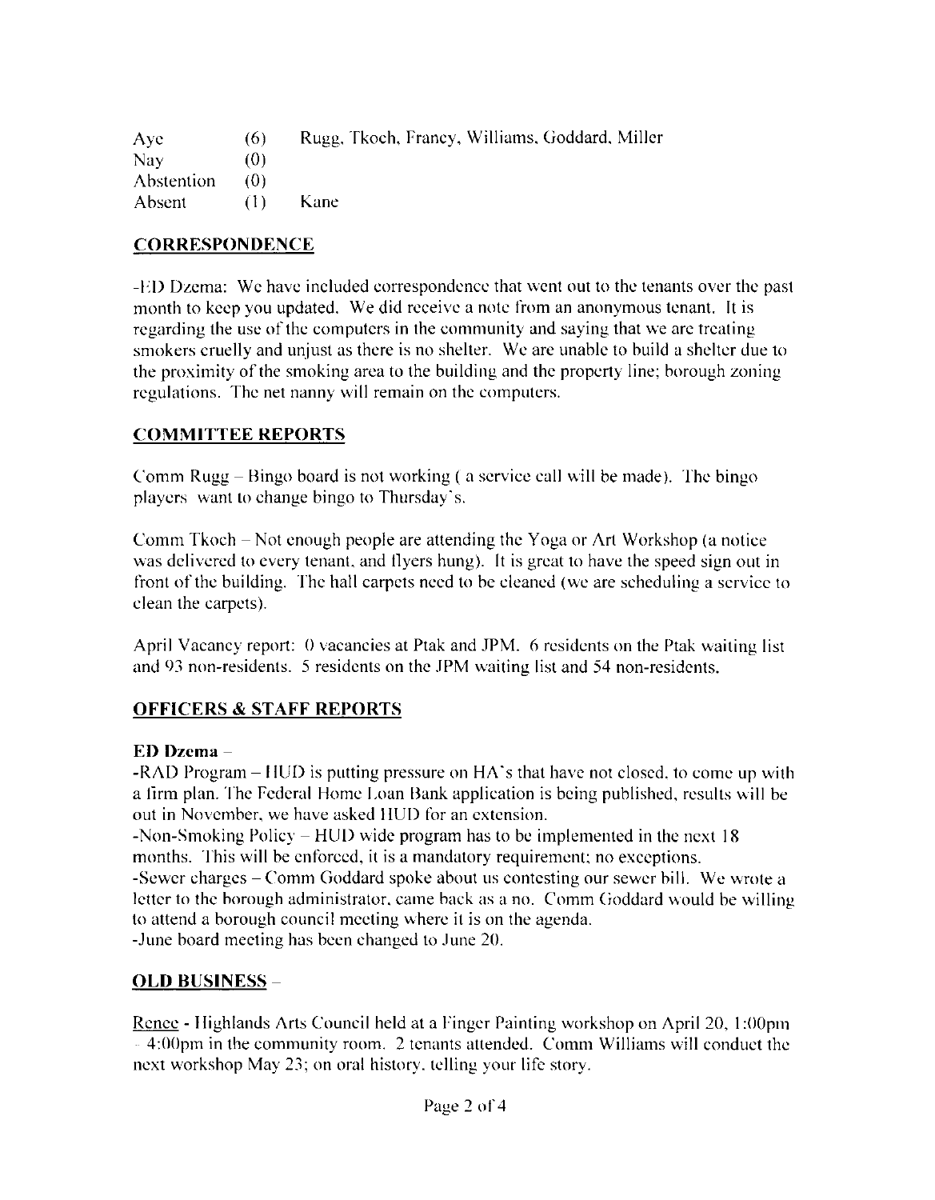| Aye | (6) | Rugg, Tkoch, Francy, Williams, Goddard, Miller |
|---|---|---|
| Nay | (0) | |
| Abstention | (0) | |
| Absent | (1) | Kane |

## CORRESPONDENCE

-ED Dzema: We have included correspondence that went out to the tenants over the past month to keep you updated. We did receive a note from an anonymous tenant. It is regarding the use of the computers in the community and saying that we are treating smokers cruelly and unjust as there is no shelter. We are unable to build a shelter due to the proximity of the smoking area to the building and the property line; borough zoning regulations. The net nanny will remain on the computers.

## COMMITTEE REPORTS

Comm Rugg – Bingo board is not working ( a service call will be made). The bingo players want to change bingo to Thursday's.

Comm Tkoch – Not enough people are attending the Yoga or Art Workshop (a notice was delivered to every tenant, and flyers hung). It is great to have the speed sign out in front of the building. The hall carpets need to be cleaned (we are scheduling a service to clean the carpets).

April Vacancy report: 0 vacancies at Ptak and JPM. 6 residents on the Ptak waiting list and 93 non-residents. 5 residents on the JPM waiting list and 54 non-residents.

## OFFICERS & STAFF REPORTS

**ED Dzema** –

-RAD Program – HUD is putting pressure on HA's that have not closed, to come up with a firm plan. The Federal Home Loan Bank application is being published, results will be out in November, we have asked HUD for an extension.

-Non-Smoking Policy – HUD wide program has to be implemented in the next 18 months. This will be enforced, it is a mandatory requirement; no exceptions.

-Sewer charges – Comm Goddard spoke about us contesting our sewer bill. We wrote a letter to the borough administrator, came back as a no. Comm Goddard would be willing to attend a borough council meeting where it is on the agenda.

-June board meeting has been changed to June 20.

## OLD BUSINESS –

Renee - Highlands Arts Council held at a Finger Painting workshop on April 20, 1:00pm - 4:00pm in the community room. 2 tenants attended. Comm Williams will conduct the next workshop May 23; on oral history, telling your life story.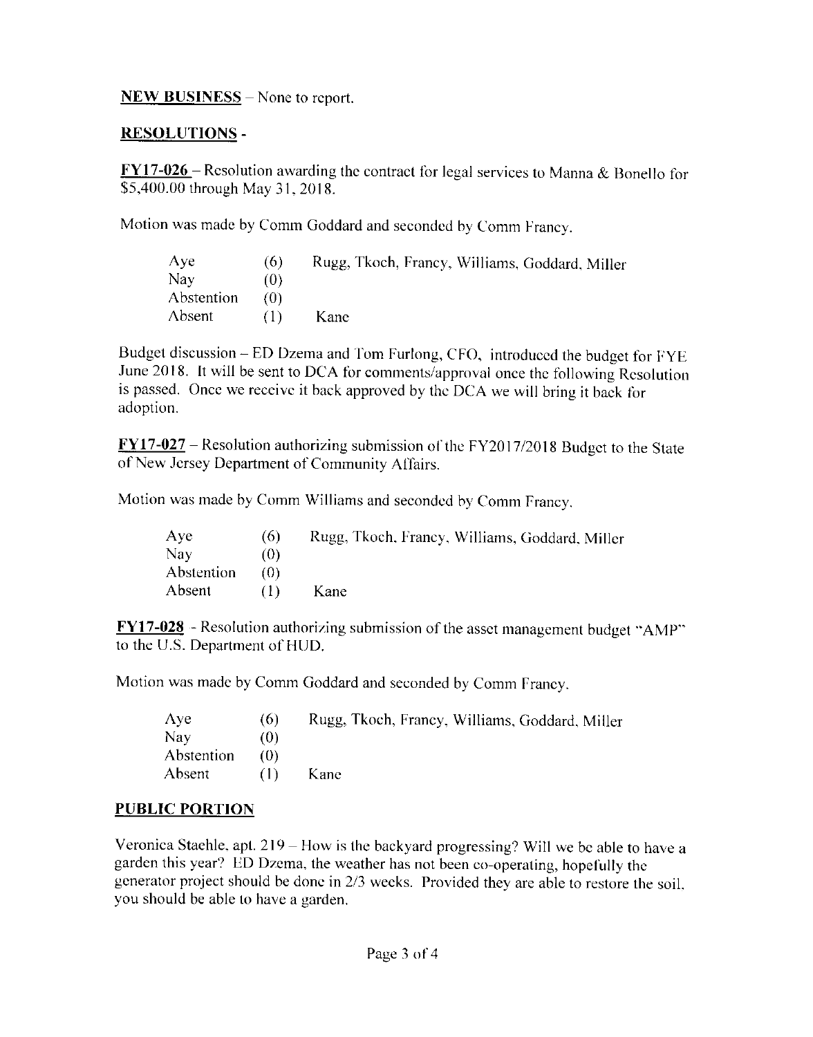**NEW BUSINESS** – None to report.

**RESOLUTIONS** -

**FY17-026** – Resolution awarding the contract for legal services to Manna & Bonello for $5,400.00 through May 31, 2018.

Motion was made by Comm Goddard and seconded by Comm Francy.

| | | |
|---|---|---|
| Aye | (6) | Rugg, Tkoch, Francy, Williams, Goddard, Miller |
| Nay | (0) | |
| Abstention | (0) | |
| Absent | (1) | Kane |

Budget discussion – ED Dzema and Tom Furlong, CFO, introduced the budget for FYE June 2018. It will be sent to DCA for comments/approval once the following Resolution is passed. Once we receive it back approved by the DCA we will bring it back for adoption.

**FY17-027** – Resolution authorizing submission of the FY2017/2018 Budget to the State of New Jersey Department of Community Affairs.

Motion was made by Comm Williams and seconded by Comm Francy.

| | | |
|---|---|---|
| Aye | (6) | Rugg, Tkoch, Francy, Williams, Goddard, Miller |
| Nay | (0) | |
| Abstention | (0) | |
| Absent | (1) | Kane |

**FY17-028** - Resolution authorizing submission of the asset management budget "AMP" to the U.S. Department of HUD.

Motion was made by Comm Goddard and seconded by Comm Francy.

| | | |
|---|---|---|
| Aye | (6) | Rugg, Tkoch, Francy, Williams, Goddard, Miller |
| Nay | (0) | |
| Abstention | (0) | |
| Absent | (1) | Kane |

**PUBLIC PORTION**

Veronica Staehle, apt. 219 – How is the backyard progressing? Will we be able to have a garden this year? ED Dzema, the weather has not been co-operating, hopefully the generator project should be done in 2/3 weeks. Provided they are able to restore the soil, you should be able to have a garden.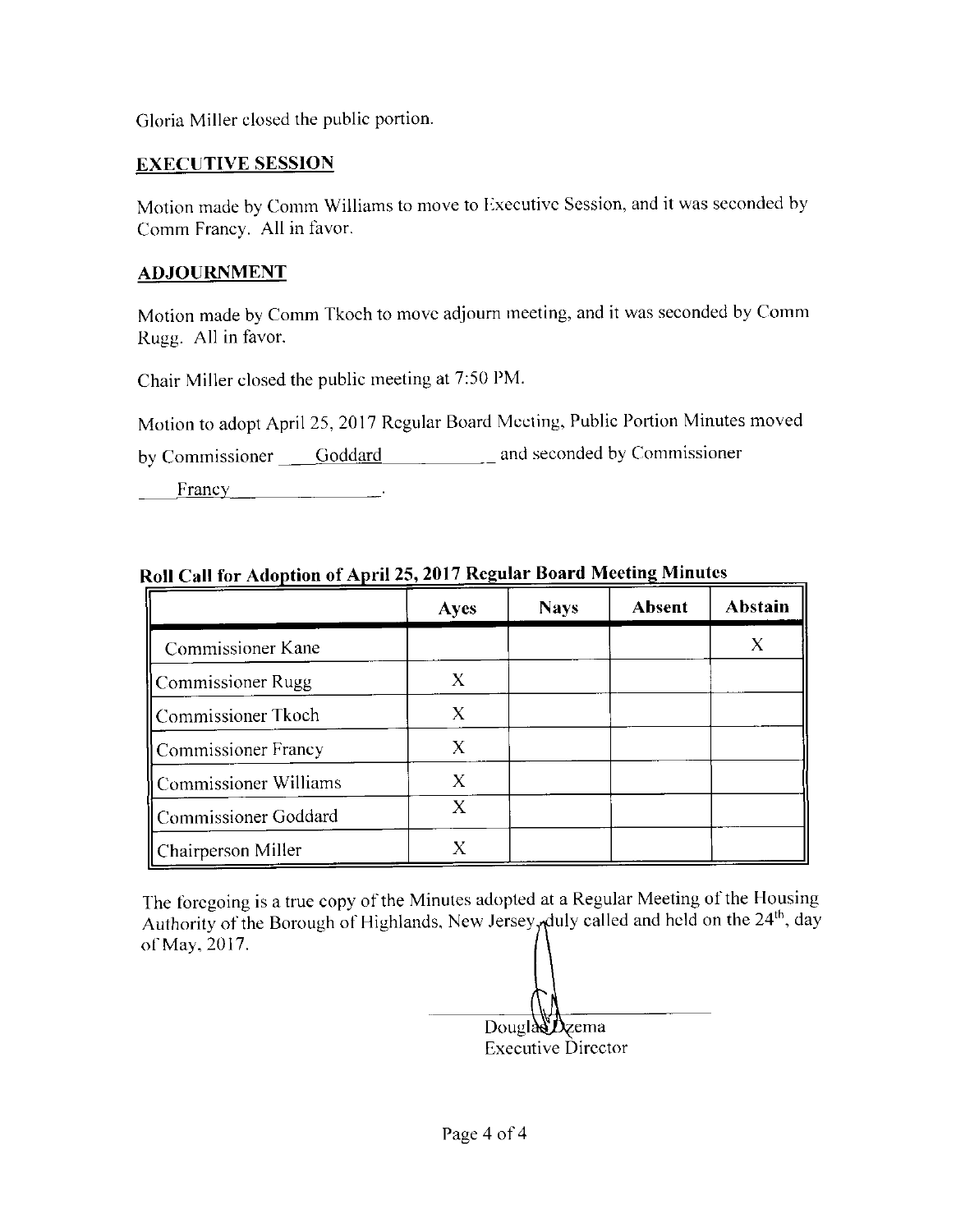Gloria Miller closed the public portion.

## EXECUTIVE SESSION

Motion made by Comm Williams to move to Executive Session, and it was seconded by Comm Francy. All in favor.

## ADJOURNMENT

Motion made by Comm Tkoch to move adjourn meeting, and it was seconded by Comm Rugg. All in favor.

Chair Miller closed the public meeting at 7:50 PM.

Motion to adopt April 25, 2017 Regular Board Meeting, Public Portion Minutes moved by Commissioner Goddard and seconded by Commissioner Francy.

**Roll Call for Adoption of April 25, 2017 Regular Board Meeting Minutes**

| | Ayes | Nays | Absent | Abstain |
|---|---|---|---|---|
| Commissioner Kane | | | | X |
| Commissioner Rugg | X | | | |
| Commissioner Tkoch | X | | | |
| Commissioner Francy | X | | | |
| Commissioner Williams | X | | | |
| Commissioner Goddard | X | | | |
| Chairperson Miller | X | | | |

The foregoing is a true copy of the Minutes adopted at a Regular Meeting of the Housing Authority of the Borough of Highlands, New Jersey, duly called and held on the 24th, day of May, 2017.

Douglas Dzema
Executive Director